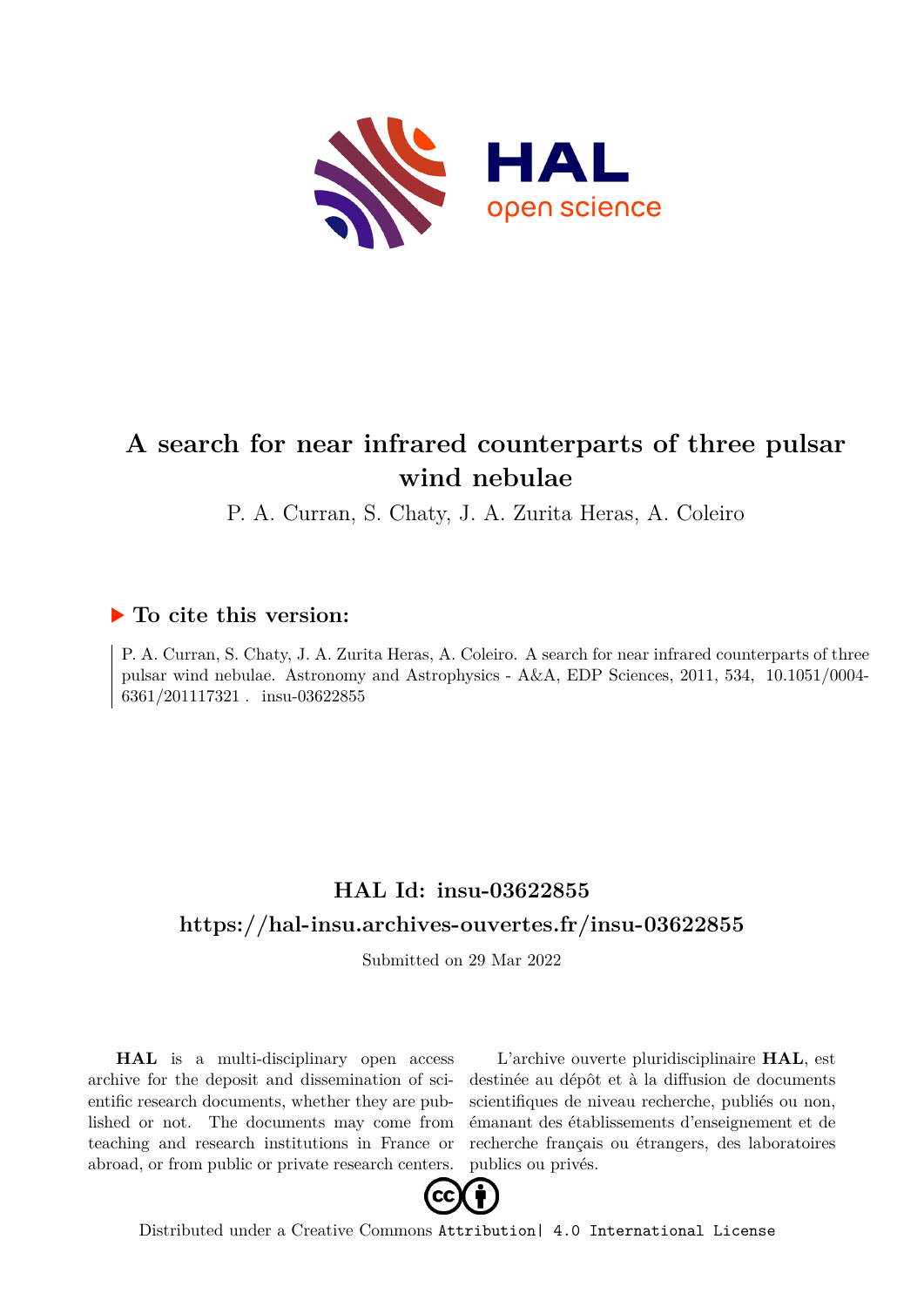# A search for near infrared counterparts of three pulsar wind nebulae

P. A. Curran, S. Chaty, J. A. Zurita Heras, A. Coleiro

## ▶ To cite this version:

P. A. Curran, S. Chaty, J. A. Zurita Heras, A. Coleiro. A search for near infrared counterparts of three pulsar wind nebulae. Astronomy and Astrophysics - A&A, EDP Sciences, 2011, 534, 10.1051/0004-6361/201117321 . insu-03622855

## HAL Id: insu-03622855

## https://hal-insu.archives-ouvertes.fr/insu-03622855

Submitted on 29 Mar 2022

**HAL** is a multi-disciplinary open access archive for the deposit and dissemination of scientific research documents, whether they are published or not. The documents may come from teaching and research institutions in France or abroad, or from public or private research centers.

L'archive ouverte pluridisciplinaire **HAL**, est destinée au dépôt et à la diffusion de documents scientifiques de niveau recherche, publiés ou non, émanant des établissements d'enseignement et de recherche français ou étrangers, des laboratoires publics ou privés.

Distributed under a Creative Commons Attribution| 4.0 International License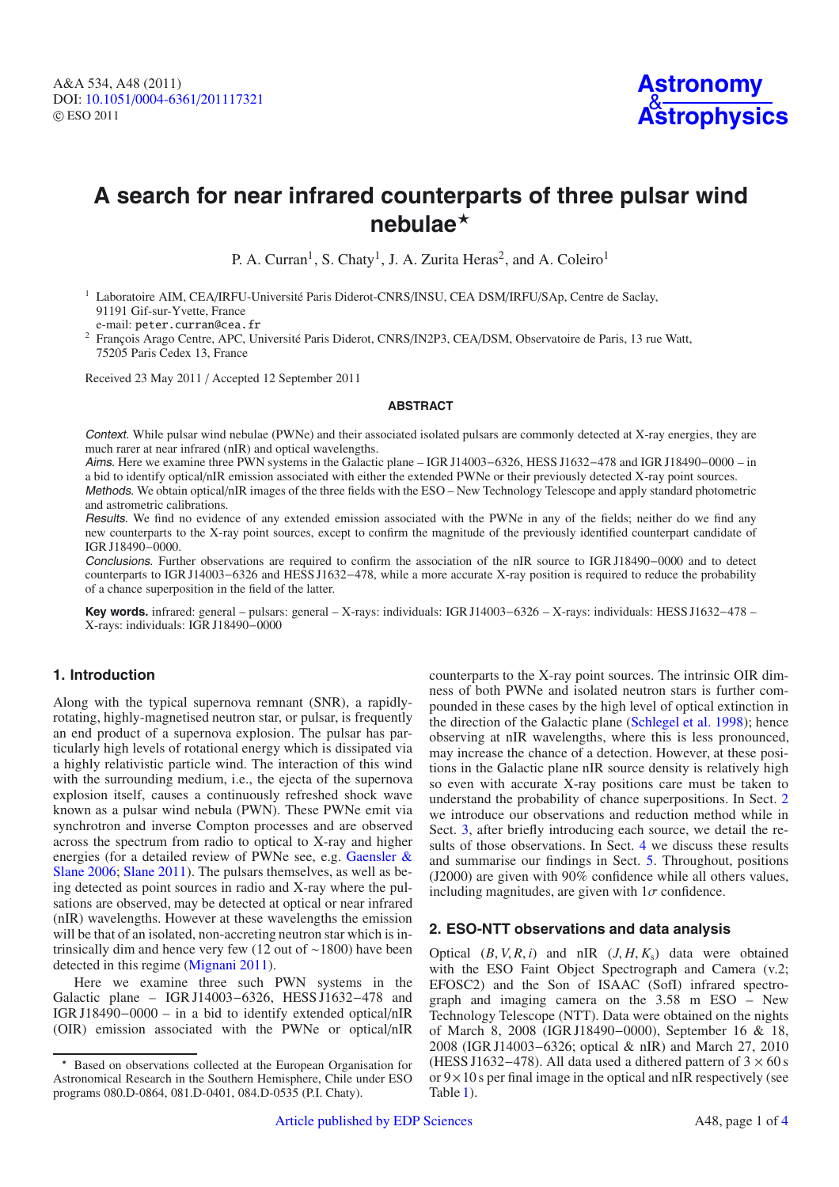# A search for near infrared counterparts of three pulsar wind nebulae*

P. A. Curran[1], S. Chaty[1], J. A. Zurita Heras[2], and A. Coleiro[1]

[1] Laboratoire AIM, CEA/IRFU-Université Paris Diderot-CNRS/INSU, CEA DSM/IRFU/SAp, Centre de Saclay, 91191 Gif-sur-Yvette, France
e-mail: peter.curran@cea.fr

[2] François Arago Centre, APC, Université Paris Diderot, CNRS/IN2P3, CEA/DSM, Observatoire de Paris, 13 rue Watt, 75205 Paris Cedex 13, France

Received 23 May 2011 / Accepted 12 September 2011

## ABSTRACT

*Context.* While pulsar wind nebulae (PWNe) and their associated isolated pulsars are commonly detected at X-ray energies, they are much rarer at near infrared (nIR) and optical wavelengths.

*Aims.* Here we examine three PWN systems in the Galactic plane – IGR J14003−6326, HESS J1632−478 and IGR J18490−0000 – in a bid to identify optical/nIR emission associated with either the extended PWNe or their previously detected X-ray point sources.

*Methods.* We obtain optical/nIR images of the three fields with the ESO – New Technology Telescope and apply standard photometric and astrometric calibrations.

*Results.* We find no evidence of any extended emission associated with the PWNe in any of the fields; neither do we find any new counterparts to the X-ray point sources, except to confirm the magnitude of the previously identified counterpart candidate of IGR J18490−0000.

*Conclusions.* Further observations are required to confirm the association of the nIR source to IGR J18490−0000 and to detect counterparts to IGR J14003−6326 and HESS J1632−478, while a more accurate X-ray position is required to reduce the probability of a chance superposition in the field of the latter.

**Key words.** infrared: general – pulsars: general – X-rays: individuals: IGR J14003−6326 – X-rays: individuals: HESS J1632−478 – X-rays: individuals: IGR J18490−0000

## 1. Introduction

Along with the typical supernova remnant (SNR), a rapidly-rotating, highly-magnetised neutron star, or pulsar, is frequently an end product of a supernova explosion. The pulsar has particularly high levels of rotational energy which is dissipated via a highly relativistic particle wind. The interaction of this wind with the surrounding medium, i.e., the ejecta of the supernova explosion itself, causes a continuously refreshed shock wave known as a pulsar wind nebula (PWN). These PWNe emit via synchrotron and inverse Compton processes and are observed across the spectrum from radio to optical to X-ray and higher energies (for a detailed review of PWNe see, e.g. Gaensler & Slane 2006; Slane 2011). The pulsars themselves, as well as being detected as point sources in radio and X-ray where the pulsations are observed, may be detected at optical or near infrared (nIR) wavelengths. However at these wavelengths the emission will be that of an isolated, non-accreting neutron star which is intrinsically dim and hence very few (12 out of ∼1800) have been detected in this regime (Mignani 2011).

Here we examine three such PWN systems in the Galactic plane – IGR J14003−6326, HESS J1632−478 and IGR J18490−0000 – in a bid to identify extended optical/nIR (OIR) emission associated with the PWNe or optical/nIR counterparts to the X-ray point sources. The intrinsic OIR dimness of both PWNe and isolated neutron stars is further compounded in these cases by the high level of optical extinction in the direction of the Galactic plane (Schlegel et al. 1998); hence observing at nIR wavelengths, where this is less pronounced, may increase the chance of a detection. However, at these positions in the Galactic plane nIR source density is relatively high so even with accurate X-ray positions care must be taken to understand the probability of chance superpositions. In Sect. 2 we introduce our observations and reduction method while in Sect. 3, after briefly introducing each source, we detail the results of those observations. In Sect. 4 we discuss these results and summarise our findings in Sect. 5. Throughout, positions (J2000) are given with 90% confidence while all others values, including magnitudes, are given with 1$\sigma$ confidence.

## 2. ESO-NTT observations and data analysis

Optical ($B, V, R, i$) and nIR ($J, H, K_s$) data were obtained with the ESO Faint Object Spectrograph and Camera (v.2; EFOSC2) and the Son of ISAAC (SofI) infrared spectrograph and imaging camera on the 3.58 m ESO – New Technology Telescope (NTT). Data were obtained on the nights of March 8, 2008 (IGR J18490−0000), September 16 & 18, 2008 (IGR J14003−6326; optical & nIR) and March 27, 2010 (HESS J1632−478). All data used a dithered pattern of 3 × 60 s or 9 × 10 s per final image in the optical and nIR respectively (see Table 1).

* Based on observations collected at the European Organisation for Astronomical Research in the Southern Hemisphere, Chile under ESO programs 080.D-0864, 081.D-0401, 084.D-0535 (P.I. Chaty).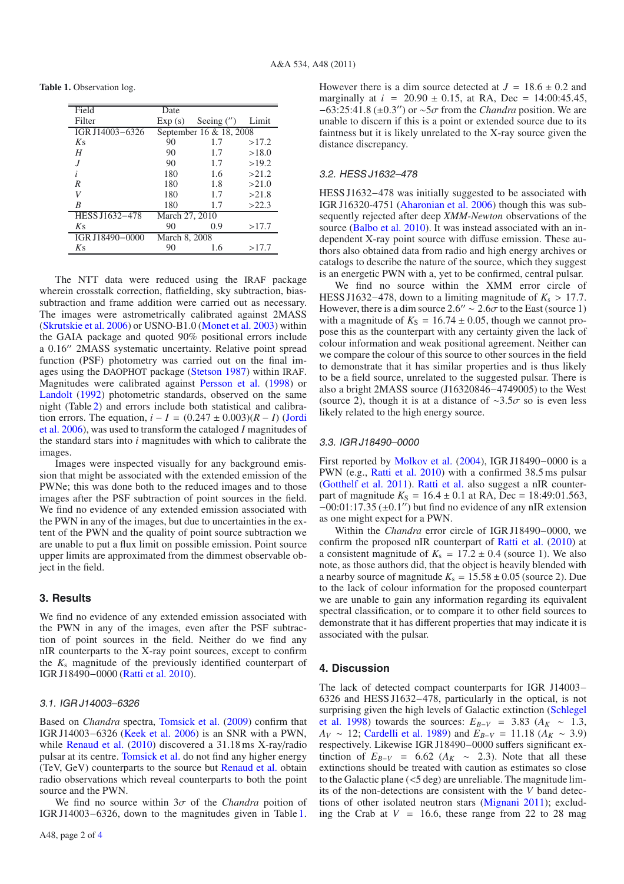**Table 1.** Observation log.

| Field | Date | | |
|---|---|---|---|
| Filter | Exp (s) | Seeing (″) | Limit |
| IGR J14003−6326 | September 16 & 18, 2008 | | |
| *Ks* | 90 | 1.7 | >17.2 |
| *H* | 90 | 1.7 | >18.0 |
| *J* | 90 | 1.7 | >19.2 |
| *i* | 180 | 1.6 | >21.2 |
| *R* | 180 | 1.8 | >21.0 |
| *V* | 180 | 1.7 | >21.8 |
| *B* | 180 | 1.7 | >22.3 |
| HESS J1632−478 | March 27, 2010 | | |
| *Ks* | 90 | 0.9 | >17.7 |
| IGR J18490−0000 | March 8, 2008 | | |
| *Ks* | 90 | 1.6 | >17.7 |

The NTT data were reduced using the IRAF package wherein crosstalk correction, flatfielding, sky subtraction, bias-subtraction and frame addition were carried out as necessary. The images were astrometrically calibrated against 2MASS (Skrutskie et al. 2006) or USNO-B1.0 (Monet et al. 2003) within the GAIA package and quoted 90% positional errors include a 0.16″ 2MASS systematic uncertainty. Relative point spread function (PSF) photometry was carried out on the final images using the DAOPHOT package (Stetson 1987) within IRAF. Magnitudes were calibrated against Persson et al. (1998) or Landolt (1992) photometric standards, observed on the same night (Table 2) and errors include both statistical and calibration errors. The equation, $i - I = (0.247 \pm 0.003)(R - I)$ (Jordi et al. 2006), was used to transform the cataloged $I$ magnitudes of the standard stars into $i$ magnitudes with which to calibrate the images.

Images were inspected visually for any background emission that might be associated with the extended emission of the PWNe; this was done both to the reduced images and to those images after the PSF subtraction of point sources in the field. We find no evidence of any extended emission associated with the PWN in any of the images, but due to uncertainties in the extent of the PWN and the quality of point source subtraction we are unable to put a flux limit on possible emission. Point source upper limits are approximated from the dimmest observable object in the field.

## 3. Results

We find no evidence of any extended emission associated with the PWN in any of the images, even after the PSF subtraction of point sources in the field. Neither do we find any nIR counterparts to the X-ray point sources, except to confirm the $K_s$ magnitude of the previously identified counterpart of IGR J18490−0000 (Ratti et al. 2010).

### 3.1. IGR J14003–6326

Based on *Chandra* spectra, Tomsick et al. (2009) confirm that IGR J14003−6326 (Keek et al. 2006) is an SNR with a PWN, while Renaud et al. (2010) discovered a 31.18 ms X-ray/radio pulsar at its centre. Tomsick et al. do not find any higher energy (TeV, GeV) counterparts to the source but Renaud et al. obtain radio observations which reveal counterparts to both the point source and the PWN.

We find no source within 3$\sigma$ of the *Chandra* poition of IGR J14003−6326, down to the magnitudes given in Table 1. However there is a dim source detected at $J = 18.6 \pm 0.2$ and marginally at $i = 20.90 \pm 0.15$, at RA, Dec = 14:00:45.45, −63:25:41.8 (±0.3″) or ∼5$\sigma$ from the *Chandra* position. We are unable to discern if this is a point or extended source due to its faintness but it is likely unrelated to the X-ray source given the distance discrepancy.

### 3.2. HESS J1632–478

HESS J1632−478 was initially suggested to be associated with IGR J16320-4751 (Aharonian et al. 2006) though this was subsequently rejected after deep *XMM-Newton* observations of the source (Balbo et al. 2010). It was instead associated with an independent X-ray point source with diffuse emission. These authors also obtained data from radio and high energy archives or catalogs to describe the nature of the source, which they suggest is an energetic PWN with a, yet to be confirmed, central pulsar.

We find no source within the XMM error circle of HESS J1632−478, down to a limiting magnitude of $K_s > 17.7$. However, there is a dim source 2.6″ ∼ 2.6$\sigma$ to the East (source 1) with a magnitude of $K_S = 16.74 \pm 0.05$, though we cannot propose this as the counterpart with any certainty given the lack of colour information and weak positional agreement. Neither can we compare the colour of this source to other sources in the field to demonstrate that it has similar properties and is thus likely to be a field source, unrelated to the suggested pulsar. There is also a bright 2MASS source (J16320846−4749005) to the West (source 2), though it is at a distance of ∼3.5$\sigma$ so is even less likely related to the high energy source.

### 3.3. IGR J18490–0000

First reported by Molkov et al. (2004), IGR J18490−0000 is a PWN (e.g., Ratti et al. 2010) with a confirmed 38.5 ms pulsar (Gotthelf et al. 2011). Ratti et al. also suggest a nIR counterpart of magnitude $K_S = 16.4 \pm 0.1$ at RA, Dec = 18:49:01.563, −00:01:17.35 (±0.1″) but find no evidence of any nIR extension as one might expect for a PWN.

Within the *Chandra* error circle of IGR J18490−0000, we confirm the proposed nIR counterpart of Ratti et al. (2010) at a consistent magnitude of $K_s = 17.2 \pm 0.4$ (source 1). We also note, as those authors did, that the object is heavily blended with a nearby source of magnitude $K_s = 15.58 \pm 0.05$ (source 2). Due to the lack of colour information for the proposed counterpart we are unable to gain any information regarding its equivalent spectral classification, or to compare it to other field sources to demonstrate that it has different properties that may indicate it is associated with the pulsar.

## 4. Discussion

The lack of detected compact counterparts for IGR J14003−6326 and HESS J1632−478, particularly in the optical, is not surprising given the high levels of Galactic extinction (Schlegel et al. 1998) towards the sources: $E_{B-V} = 3.83$ ($A_K \sim 1.3$, $A_V \sim 12$; Cardelli et al. 1989) and $E_{B-V} = 11.18$ ($A_K \sim 3.9$) respectively. Likewise IGR J18490−0000 suffers significant extinction of $E_{B-V} = 6.62$ ($A_K \sim 2.3$). Note that all these extinctions should be treated with caution as estimates so close to the Galactic plane (<5 deg) are unreliable. The magnitude limits of the non-detections are consistent with the $V$ band detections of other isolated neutron stars (Mignani 2011); excluding the Crab at $V = 16.6$, these range from 22 to 28 mag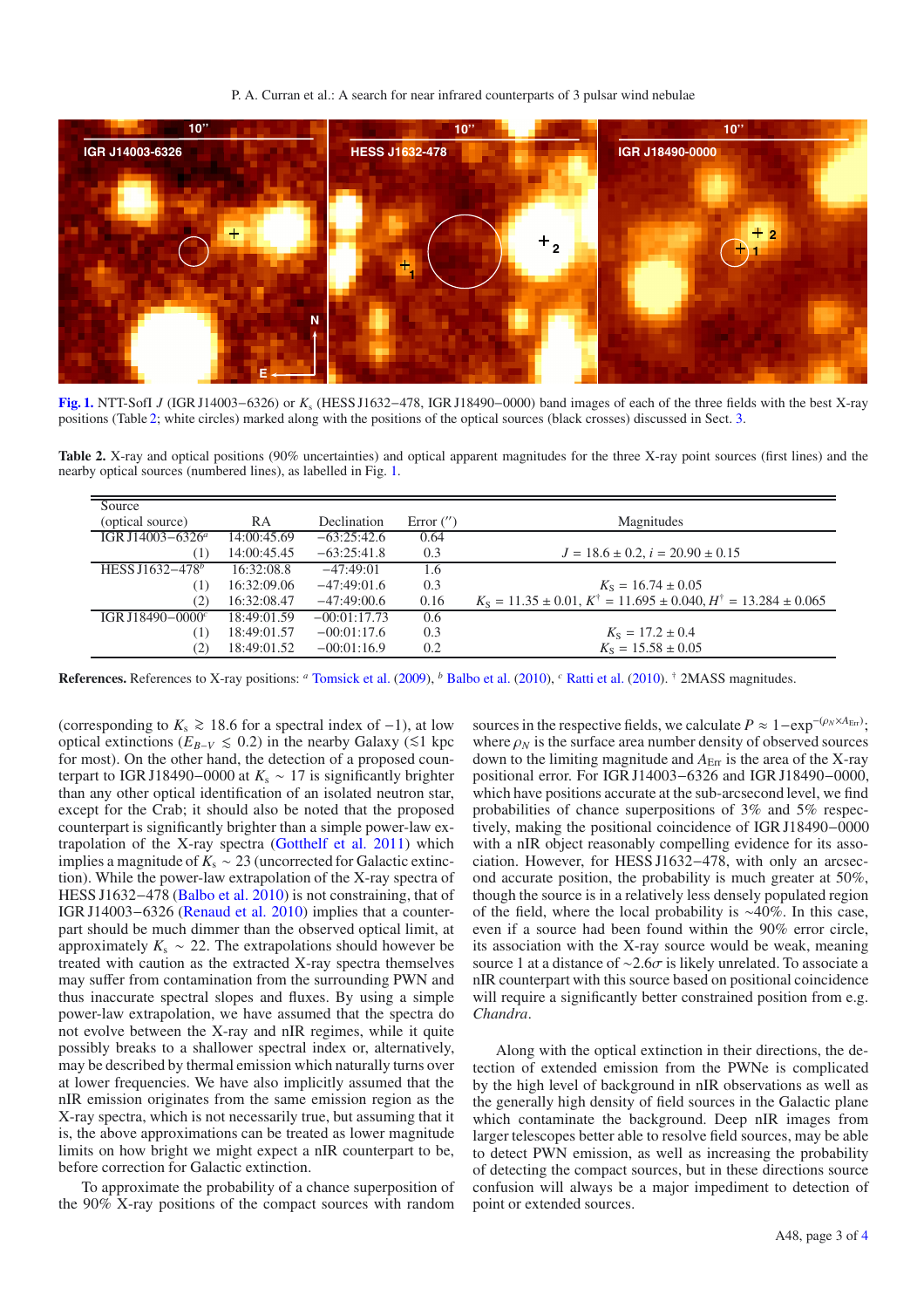**Fig. 1.** NTT-SofI $J$ (IGR J14003−6326) or $K_s$ (HESS J1632−478, IGR J18490−0000) band images of each of the three fields with the best X-ray positions (Table 2; white circles) marked along with the positions of the optical sources (black crosses) discussed in Sect. 3.

**Table 2.** X-ray and optical positions (90% uncertainties) and optical apparent magnitudes for the three X-ray point sources (first lines) and the nearby optical sources (numbered lines), as labelled in Fig. 1.

| Source (optical source) | RA | Declination | Error ($''$) | Magnitudes |
|---|---|---|---|---|
| IGR J14003−6326[a] | 14:00:45.69 | −63:25:42.6 | 0.64 | |
| (1) | 14:00:45.45 | −63:25:41.8 | 0.3 | $J = 18.6 \pm 0.2$, $i = 20.90 \pm 0.15$ |
| HESS J1632−478[b] | 16:32:08.8 | −47:49:01 | 1.6 | |
| (1) | 16:32:09.06 | −47:49:01.6 | 0.3 | $K_S = 16.74 \pm 0.05$ |
| (2) | 16:32:08.47 | −47:49:00.6 | 0.16 | $K_S = 11.35 \pm 0.01$, $K^{\dagger} = 11.695 \pm 0.040$, $H^{\dagger} = 13.284 \pm 0.065$ |
| IGR J18490−0000[c] | 18:49:01.59 | −00:01:17.73 | 0.6 | |
| (1) | 18:49:01.57 | −00:01:17.6 | 0.3 | $K_S = 17.2 \pm 0.4$ |
| (2) | 18:49:01.52 | −00:01:16.9 | 0.2 | $K_S = 15.58 \pm 0.05$ |

**References.** References to X-ray positions: [a] Tomsick et al. (2009), [b] Balbo et al. (2010), [c] Ratti et al. (2010). [†] 2MASS magnitudes.

(corresponding to $K_s \gtrsim 18.6$ for a spectral index of −1), at low optical extinctions ($E_{B-V} \lesssim 0.2$) in the nearby Galaxy ($\lesssim$1 kpc for most). On the other hand, the detection of a proposed counterpart to IGR J18490−0000 at $K_s \sim 17$ is significantly brighter than any other optical identification of an isolated neutron star, except for the Crab; it should also be noted that the proposed counterpart is significantly brighter than a simple power-law extrapolation of the X-ray spectra (Gotthelf et al. 2011) which implies a magnitude of $K_s \sim 23$ (uncorrected for Galactic extinction). While the power-law extrapolation of the X-ray spectra of HESS J1632−478 (Balbo et al. 2010) is not constraining, that of IGR J14003−6326 (Renaud et al. 2010) implies that a counterpart should be much dimmer than the observed optical limit, at approximately $K_s \sim 22$. The extrapolations should however be treated with caution as the extracted X-ray spectra themselves may suffer from contamination from the surrounding PWN and thus inaccurate spectral slopes and fluxes. By using a simple power-law extrapolation, we have assumed that the spectra do not evolve between the X-ray and nIR regimes, while it quite possibly breaks to a shallower spectral index or, alternatively, may be described by thermal emission which naturally turns over at lower frequencies. We have also implicitly assumed that the nIR emission originates from the same emission region as the X-ray spectra, which is not necessarily true, but assuming that it is, the above approximations can be treated as lower magnitude limits on how bright we might expect a nIR counterpart to be, before correction for Galactic extinction.

To approximate the probability of a chance superposition of the 90% X-ray positions of the compact sources with random sources in the respective fields, we calculate $P \approx 1 - \exp^{-(\rho_N \times A_{\rm Err})}$; where $\rho_N$ is the surface area number density of observed sources down to the limiting magnitude and $A_{\rm Err}$ is the area of the X-ray positional error. For IGR J14003−6326 and IGR J18490−0000, which have positions accurate at the sub-arcsecond level, we find probabilities of chance superpositions of 3% and 5% respectively, making the positional coincidence of IGR J18490−0000 with a nIR object reasonably compelling evidence for its association. However, for HESS J1632−478, with only an arcsecond accurate position, the probability is much greater at 50%, though the source is in a relatively less densely populated region of the field, where the local probability is ∼40%. In this case, even if a source had been found within the 90% error circle, its association with the X-ray source would be weak, meaning source 1 at a distance of ∼2.6$\sigma$ is likely unrelated. To associate a nIR counterpart with this source based on positional coincidence will require a significantly better constrained position from e.g. *Chandra*.

Along with the optical extinction in their directions, the detection of extended emission from the PWNe is complicated by the high level of background in nIR observations as well as the generally high density of field sources in the Galactic plane which contaminate the background. Deep nIR images from larger telescopes better able to resolve field sources, may be able to detect PWN emission, as well as increasing the probability of detecting the compact sources, but in these directions source confusion will always be a major impediment to detection of point or extended sources.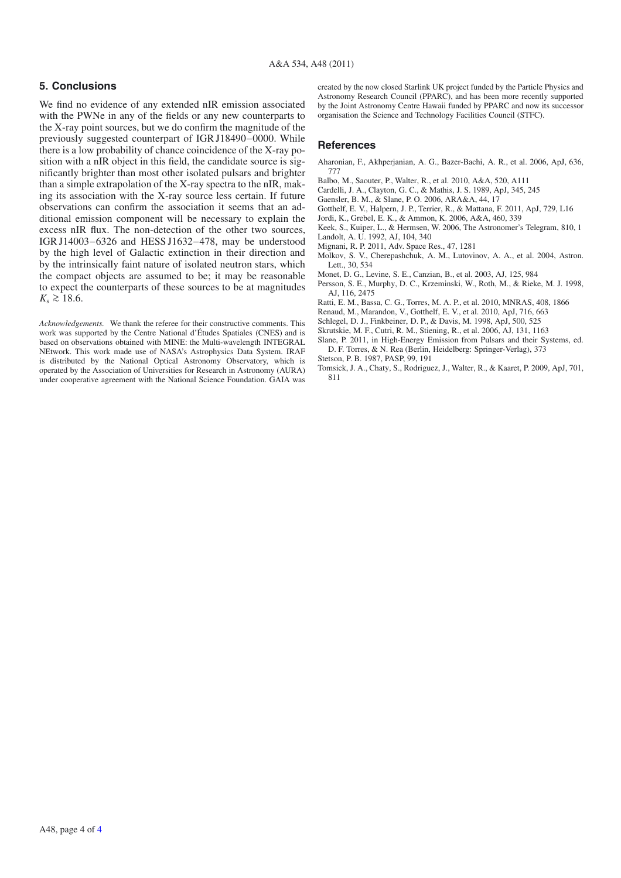## 5. Conclusions

We find no evidence of any extended nIR emission associated with the PWNe in any of the fields or any new counterparts to the X-ray point sources, but we do confirm the magnitude of the previously suggested counterpart of IGR J18490−0000. While there is a low probability of chance coincidence of the X-ray position with a nIR object in this field, the candidate source is significantly brighter than most other isolated pulsars and brighter than a simple extrapolation of the X-ray spectra to the nIR, making its association with the X-ray source less certain. If future observations can confirm the association it seems that an additional emission component will be necessary to explain the excess nIR flux. The non-detection of the other two sources, IGR J14003−6326 and HESS J1632−478, may be understood by the high level of Galactic extinction in their direction and by the intrinsically faint nature of isolated neutron stars, which the compact objects are assumed to be; it may be reasonable to expect the counterparts of these sources to be at magnitudes $K_s \gtrsim 18.6$.

*Acknowledgements.* We thank the referee for their constructive comments. This work was supported by the Centre National d'Études Spatiales (CNES) and is based on observations obtained with MINE: the Multi-wavelength INTEGRAL NEtwork. This work made use of NASA's Astrophysics Data System. IRAF is distributed by the National Optical Astronomy Observatory, which is operated by the Association of Universities for Research in Astronomy (AURA) under cooperative agreement with the National Science Foundation. GAIA was created by the now closed Starlink UK project funded by the Particle Physics and Astronomy Research Council (PPARC), and has been more recently supported by the Joint Astronomy Centre Hawaii funded by PPARC and now its successor organisation the Science and Technology Facilities Council (STFC).

## References

Aharonian, F., Akhperjanian, A. G., Bazer-Bachi, A. R., et al. 2006, ApJ, 636, 777

Balbo, M., Saouter, P., Walter, R., et al. 2010, A&A, 520, A111

Cardelli, J. A., Clayton, G. C., & Mathis, J. S. 1989, ApJ, 345, 245

Gaensler, B. M., & Slane, P. O. 2006, ARA&A, 44, 17

Gotthelf, E. V., Halpern, J. P., Terrier, R., & Mattana, F. 2011, ApJ, 729, L16

Jordi, K., Grebel, E. K., & Ammon, K. 2006, A&A, 460, 339

Keek, S., Kuiper, L., & Hermsen, W. 2006, The Astronomer's Telegram, 810, 1

Landolt, A. U. 1992, AJ, 104, 340

Mignani, R. P. 2011, Adv. Space Res., 47, 1281

Molkov, S. V., Cherepashchuk, A. M., Lutovinov, A. A., et al. 2004, Astron. Lett., 30, 534

Monet, D. G., Levine, S. E., Canzian, B., et al. 2003, AJ, 125, 984

Persson, S. E., Murphy, D. C., Krzeminski, W., Roth, M., & Rieke, M. J. 1998, AJ, 116, 2475

Ratti, E. M., Bassa, C. G., Torres, M. A. P., et al. 2010, MNRAS, 408, 1866

Renaud, M., Marandon, V., Gotthelf, E. V., et al. 2010, ApJ, 716, 663

Schlegel, D. J., Finkbeiner, D. P., & Davis, M. 1998, ApJ, 500, 525

Skrutskie, M. F., Cutri, R. M., Stiening, R., et al. 2006, AJ, 131, 1163

Slane, P. 2011, in High-Emission from Pulsars and their Systems, ed. D. F. Torres, & N. Rea (Berlin, Heidelberg: Springer-Verlag), 373

Stetson, P. B. 1987, PASP, 99, 191

Tomsick, J. A., Chaty, S., Rodriguez, J., Walter, R., & Kaaret, P. 2009, ApJ, 701, 811